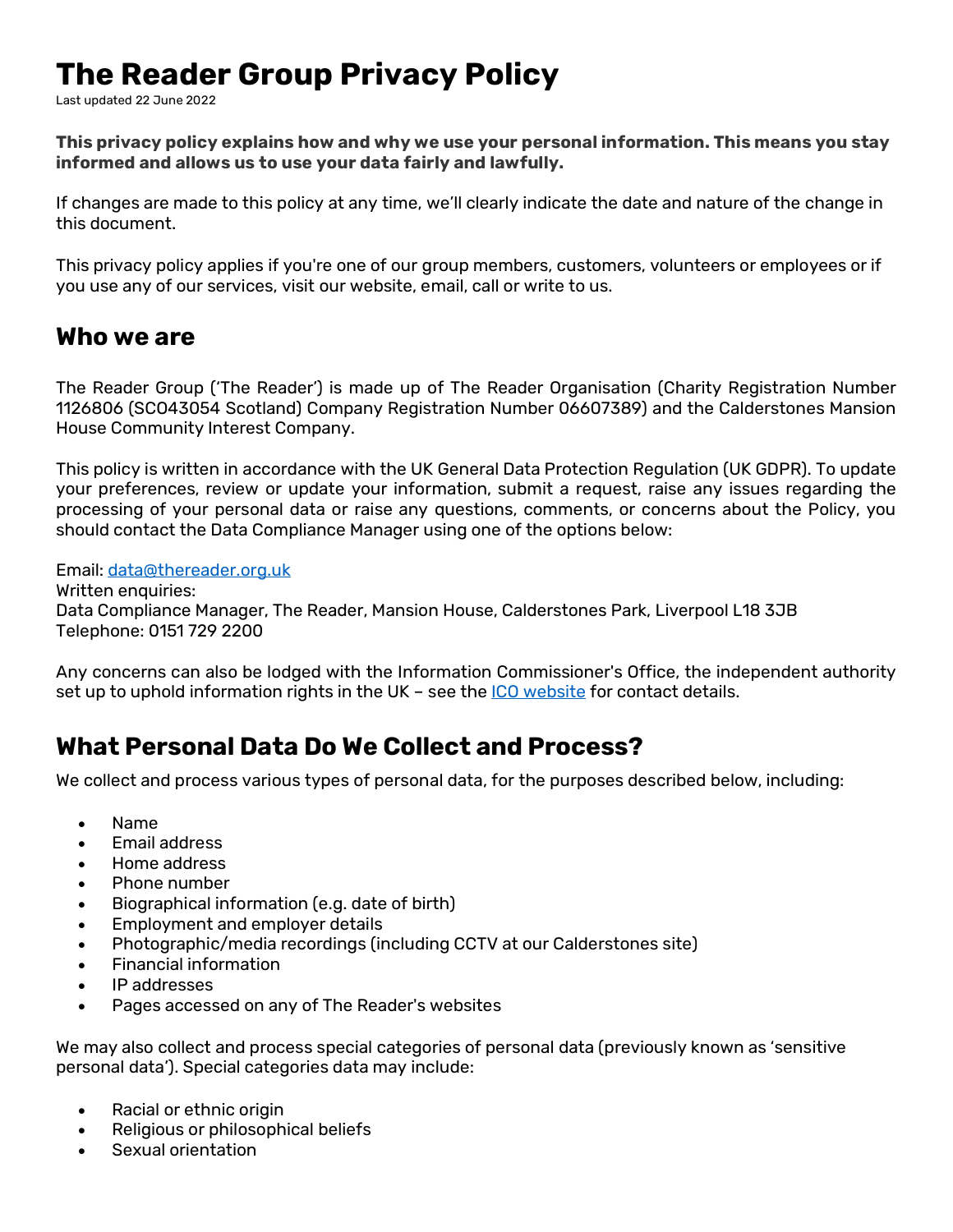# The Reader Group Privacy Policy

Last updated 22 June 2022

**This privacy policy explains how and why we use your personal information. This means you stay informed and allows us to use your data fairly and lawfully.**

If changes are made to this policy at any time, we'll clearly indicate the date and nature of the change in this document.

This privacy policy applies if you're one of our group members, customers, volunteers or employees or if you use any of our services, visit our website, email, call or write to us.

## Who we are

The Reader Group ('The Reader') is made up of The Reader Organisation (Charity Registration Number 1126806 (SC043054 Scotland) Company Registration Number 06607389) and the Calderstones Mansion House Community Interest Company.

This policy is written in accordance with the UK General Data Protection Regulation (UK GDPR). To update your preferences, review or update your information, submit a request, raise any issues regarding the processing of your personal data or raise any questions, comments, or concerns about the Policy, you should contact the Data Compliance Manager using one of the options below:

Email: data@thereader.org.uk
Written enquiries:
Data Compliance Manager, The Reader, Mansion House, Calderstones Park, Liverpool L18 3JB
Telephone: 0151 729 2200

Any concerns can also be lodged with the Information Commissioner's Office, the independent authority set up to uphold information rights in the UK – see the ICO website for contact details.

## What Personal Data Do We Collect and Process?

We collect and process various types of personal data, for the purposes described below, including:

- Name
- Email address
- Home address
- Phone number
- Biographical information (e.g. date of birth)
- Employment and employer details
- Photographic/media recordings (including CCTV at our Calderstones site)
- Financial information
- IP addresses
- Pages accessed on any of The Reader's websites

We may also collect and process special categories of personal data (previously known as 'sensitive personal data'). Special categories data may include:

- Racial or ethnic origin
- Religious or philosophical beliefs
- Sexual orientation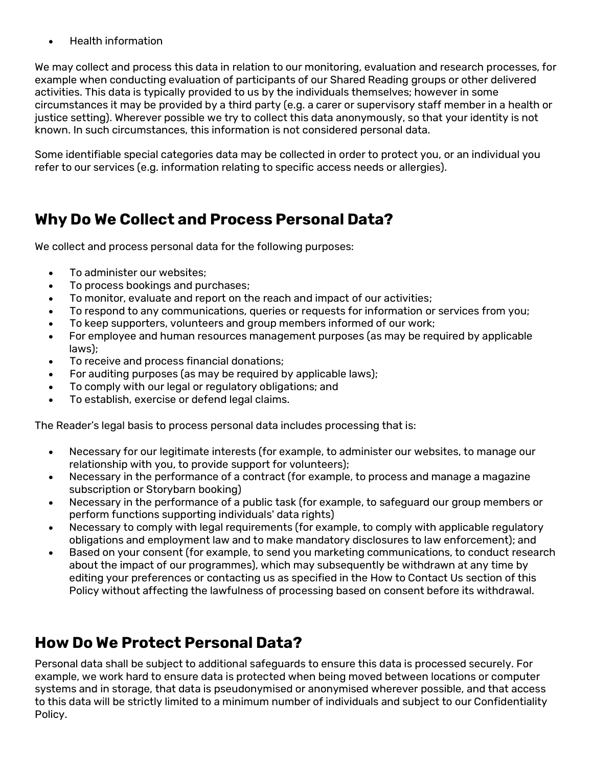- Health information

We may collect and process this data in relation to our monitoring, evaluation and research processes, for example when conducting evaluation of participants of our Shared Reading groups or other delivered activities. This data is typically provided to us by the individuals themselves; however in some circumstances it may be provided by a third party (e.g. a carer or supervisory staff member in a health or justice setting). Wherever possible we try to collect this data anonymously, so that your identity is not known. In such circumstances, this information is not considered personal data.

Some identifiable special categories data may be collected in order to protect you, or an individual you refer to our services (e.g. information relating to specific access needs or allergies).

## Why Do We Collect and Process Personal Data?

We collect and process personal data for the following purposes:

- To administer our websites;
- To process bookings and purchases;
- To monitor, evaluate and report on the reach and impact of our activities;
- To respond to any communications, queries or requests for information or services from you;
- To keep supporters, volunteers and group members informed of our work;
- For employee and human resources management purposes (as may be required by applicable laws);
- To receive and process financial donations;
- For auditing purposes (as may be required by applicable laws);
- To comply with our legal or regulatory obligations; and
- To establish, exercise or defend legal claims.

The Reader's legal basis to process personal data includes processing that is:

- Necessary for our legitimate interests (for example, to administer our websites, to manage our relationship with you, to provide support for volunteers);
- Necessary in the performance of a contract (for example, to process and manage a magazine subscription or Storybarn booking)
- Necessary in the performance of a public task (for example, to safeguard our group members or perform functions supporting individuals' data rights)
- Necessary to comply with legal requirements (for example, to comply with applicable regulatory obligations and employment law and to make mandatory disclosures to law enforcement); and
- Based on your consent (for example, to send you marketing communications, to conduct research about the impact of our programmes), which may subsequently be withdrawn at any time by editing your preferences or contacting us as specified in the How to Contact Us section of this Policy without affecting the lawfulness of processing based on consent before its withdrawal.

## How Do We Protect Personal Data?

Personal data shall be subject to additional safeguards to ensure this data is processed securely. For example, we work hard to ensure data is protected when being moved between locations or computer systems and in storage, that data is pseudonymised or anonymised wherever possible, and that access to this data will be strictly limited to a minimum number of individuals and subject to our Confidentiality Policy.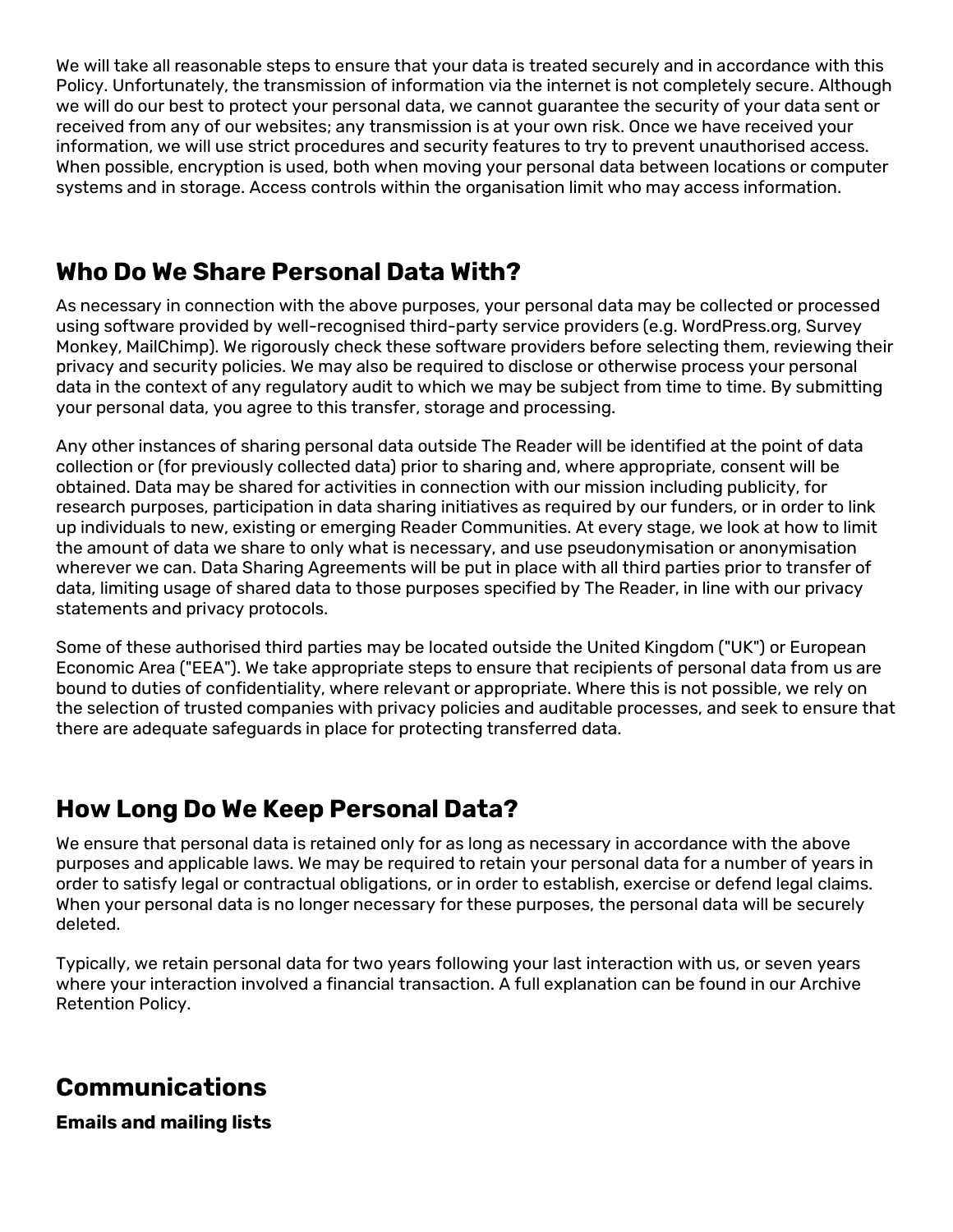We will take all reasonable steps to ensure that your data is treated securely and in accordance with this Policy. Unfortunately, the transmission of information via the internet is not completely secure. Although we will do our best to protect your personal data, we cannot guarantee the security of your data sent or received from any of our websites; any transmission is at your own risk. Once we have received your information, we will use strict procedures and security features to try to prevent unauthorised access. When possible, encryption is used, both when moving your personal data between locations or computer systems and in storage. Access controls within the organisation limit who may access information.

## Who Do We Share Personal Data With?

As necessary in connection with the above purposes, your personal data may be collected or processed using software provided by well-recognised third-party service providers (e.g. WordPress.org, Survey Monkey, MailChimp). We rigorously check these software providers before selecting them, reviewing their privacy and security policies. We may also be required to disclose or otherwise process your personal data in the context of any regulatory audit to which we may be subject from time to time. By submitting your personal data, you agree to this transfer, storage and processing.

Any other instances of sharing personal data outside The Reader will be identified at the point of data collection or (for previously collected data) prior to sharing and, where appropriate, consent will be obtained. Data may be shared for activities in connection with our mission including publicity, for research purposes, participation in data sharing initiatives as required by our funders, or in order to link up individuals to new, existing or emerging Reader Communities. At every stage, we look at how to limit the amount of data we share to only what is necessary, and use pseudonymisation or anonymisation wherever we can. Data Sharing Agreements will be put in place with all third parties prior to transfer of data, limiting usage of shared data to those purposes specified by The Reader, in line with our privacy statements and privacy protocols.

Some of these authorised third parties may be located outside the United Kingdom ("UK") or European Economic Area ("EEA"). We take appropriate steps to ensure that recipients of personal data from us are bound to duties of confidentiality, where relevant or appropriate. Where this is not possible, we rely on the selection of trusted companies with privacy policies and auditable processes, and seek to ensure that there are adequate safeguards in place for protecting transferred data.

## How Long Do We Keep Personal Data?

We ensure that personal data is retained only for as long as necessary in accordance with the above purposes and applicable laws. We may be required to retain your personal data for a number of years in order to satisfy legal or contractual obligations, or in order to establish, exercise or defend legal claims. When your personal data is no longer necessary for these purposes, the personal data will be securely deleted.

Typically, we retain personal data for two years following your last interaction with us, or seven years where your interaction involved a financial transaction. A full explanation can be found in our Archive Retention Policy.

## Communications

### Emails and mailing lists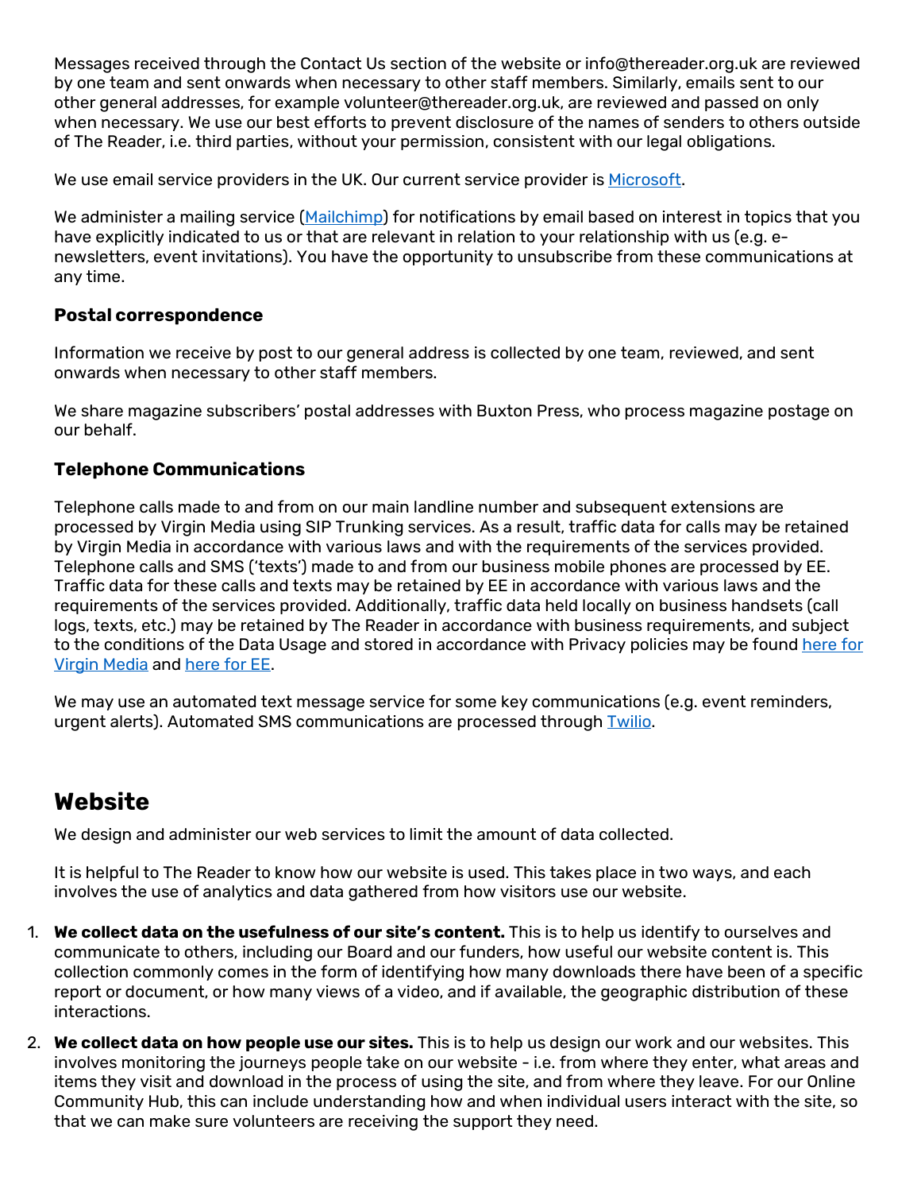Messages received through the Contact Us section of the website or info@thereader.org.uk are reviewed by one team and sent onwards when necessary to other staff members. Similarly, emails sent to our other general addresses, for example volunteer@thereader.org.uk, are reviewed and passed on only when necessary. We use our best efforts to prevent disclosure of the names of senders to others outside of The Reader, i.e. third parties, without your permission, consistent with our legal obligations.

We use email service providers in the UK. Our current service provider is [Microsoft](#).

We administer a mailing service ([Mailchimp](#)) for notifications by email based on interest in topics that you have explicitly indicated to us or that are relevant in relation to your relationship with us (e.g. e-newsletters, event invitations). You have the opportunity to unsubscribe from these communications at any time.

### Postal correspondence

Information we receive by post to our general address is collected by one team, reviewed, and sent onwards when necessary to other staff members.

We share magazine subscribers' postal addresses with Buxton Press, who process magazine postage on our behalf.

### Telephone Communications

Telephone calls made to and from on our main landline number and subsequent extensions are processed by Virgin Media using SIP Trunking services. As a result, traffic data for calls may be retained by Virgin Media in accordance with various laws and with the requirements of the services provided. Telephone calls and SMS ('texts') made to and from our business mobile phones are processed by EE. Traffic data for these calls and texts may be retained by EE in accordance with various laws and the requirements of the services provided. Additionally, traffic data held locally on business handsets (call logs, texts, etc.) may be retained by The Reader in accordance with business requirements, and subject to the conditions of the Data Usage and stored in accordance with Privacy policies may be found [here for Virgin Media](#) and [here for EE](#).

We may use an automated text message service for some key communications (e.g. event reminders, urgent alerts). Automated SMS communications are processed through [Twilio](#).

## Website

We design and administer our web services to limit the amount of data collected.

It is helpful to The Reader to know how our website is used. This takes place in two ways, and each involves the use of analytics and data gathered from how visitors use our website.

1. **We collect data on the usefulness of our site's content.** This is to help us identify to ourselves and communicate to others, including our Board and our funders, how useful our website content is. This collection commonly comes in the form of identifying how many downloads there have been of a specific report or document, or how many views of a video, and if available, the geographic distribution of these interactions.
2. **We collect data on how people use our sites.** This is to help us design our work and our websites. This involves monitoring the journeys people take on our website - i.e. from where they enter, what areas and items they visit and download in the process of using the site, and from where they leave. For our Online Community Hub, this can include understanding how and when individual users interact with the site, so that we can make sure volunteers are receiving the support they need.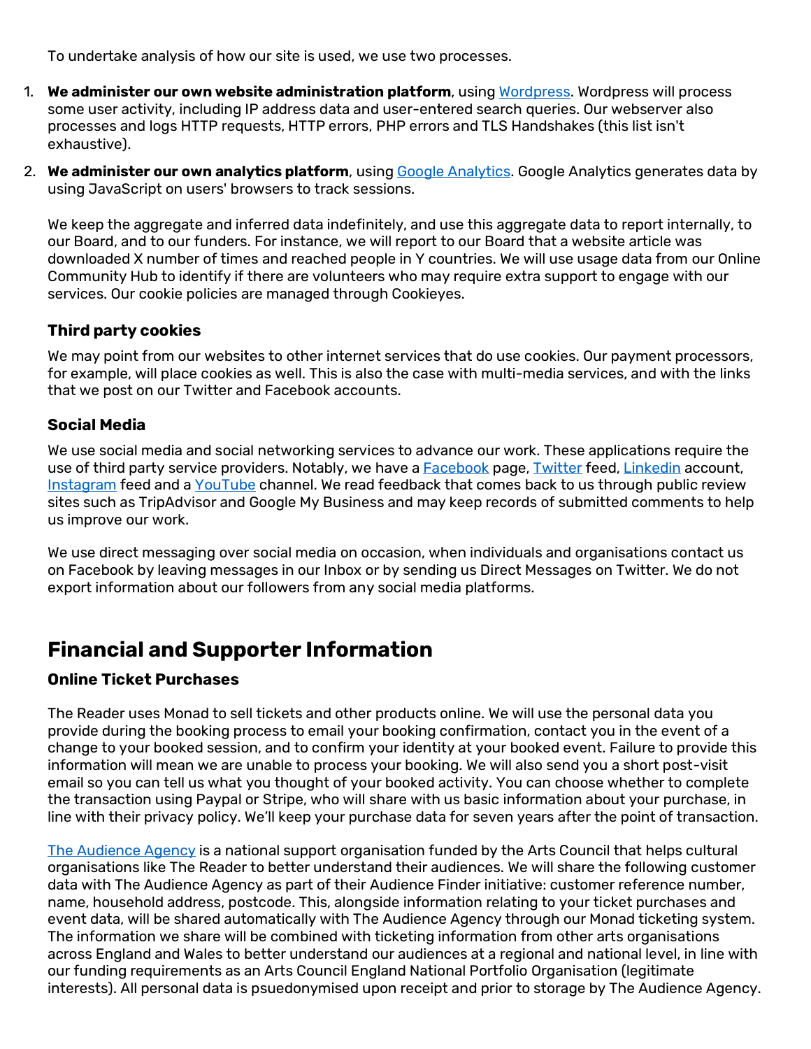To undertake analysis of how our site is used, we use two processes.

1. **We administer our own website administration platform**, using Wordpress. Wordpress will process some user activity, including IP address data and user-entered search queries. Our webserver also processes and logs HTTP requests, HTTP errors, PHP errors and TLS Handshakes (this list isn't exhaustive).
2. **We administer our own analytics platform**, using Google Analytics. Google Analytics generates data by using JavaScript on users' browsers to track sessions.

   We keep the aggregate and inferred data indefinitely, and use this aggregate data to report internally, to our Board, and to our funders. For instance, we will report to our Board that a website article was downloaded X number of times and reached people in Y countries. We will use usage data from our Online Community Hub to identify if there are volunteers who may require extra support to engage with our services. Our cookie policies are managed through Cookieyes.

### Third party cookies

We may point from our websites to other internet services that do use cookies. Our payment processors, for example, will place cookies as well. This is also the case with multi-media services, and with the links that we post on our Twitter and Facebook accounts.

### Social Media

We use social media and social networking services to advance our work. These applications require the use of third party service providers. Notably, we have a Facebook page, Twitter feed, Linkedin account, Instagram feed and a YouTube channel. We read feedback that comes back to us through public review sites such as TripAdvisor and Google My Business and may keep records of submitted comments to help us improve our work.

We use direct messaging over social media on occasion, when individuals and organisations contact us on Facebook by leaving messages in our Inbox or by sending us Direct Messages on Twitter. We do not export information about our followers from any social media platforms.

## Financial and Supporter Information

### Online Ticket Purchases

The Reader uses Monad to sell tickets and other products online. We will use the personal data you provide during the booking process to email your booking confirmation, contact you in the event of a change to your booked session, and to confirm your identity at your booked event. Failure to provide this information will mean we are unable to process your booking. We will also send you a short post-visit email so you can tell us what you thought of your booked activity. You can choose whether to complete the transaction using Paypal or Stripe, who will share with us basic information about your purchase, in line with their privacy policy. We'll keep your purchase data for seven years after the point of transaction.

The Audience Agency is a national support organisation funded by the Arts Council that helps cultural organisations like The Reader to better understand their audiences. We will share the following customer data with The Audience Agency as part of their Audience Finder initiative: customer reference number, name, household address, postcode. This, alongside information relating to your ticket purchases and event data, will be shared automatically with The Audience Agency through our Monad ticketing system. The information we share will be combined with ticketing information from other arts organisations across England and Wales to better understand our audiences at a regional and national level, in line with our funding requirements as an Arts Council England National Portfolio Organisation (legitimate interests). All personal data is psuedonymised upon receipt and prior to storage by The Audience Agency.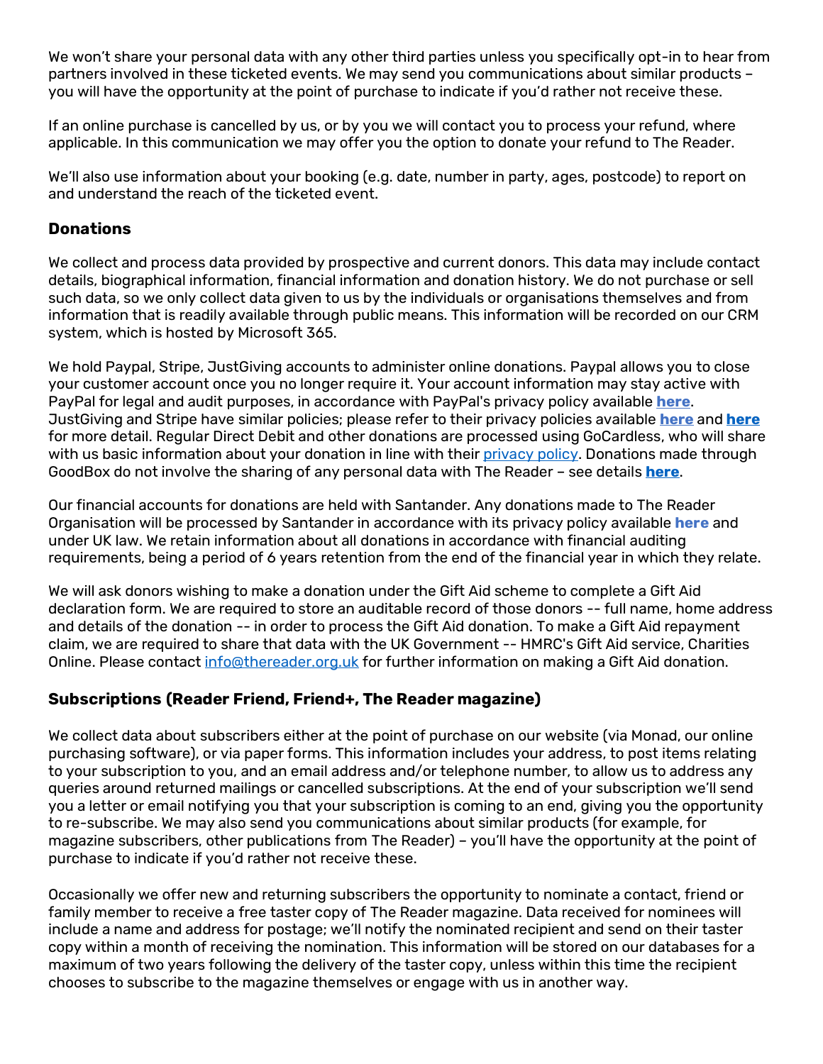We won't share your personal data with any other third parties unless you specifically opt-in to hear from partners involved in these ticketed events. We may send you communications about similar products – you will have the opportunity at the point of purchase to indicate if you'd rather not receive these.

If an online purchase is cancelled by us, or by you we will contact you to process your refund, where applicable. In this communication we may offer you the option to donate your refund to The Reader.

We'll also use information about your booking (e.g. date, number in party, ages, postcode) to report on and understand the reach of the ticketed event.

### Donations

We collect and process data provided by prospective and current donors. This data may include contact details, biographical information, financial information and donation history. We do not purchase or sell such data, so we only collect data given to us by the individuals or organisations themselves and from information that is readily available through public means. This information will be recorded on our CRM system, which is hosted by Microsoft 365.

We hold Paypal, Stripe, JustGiving accounts to administer online donations. Paypal allows you to close your customer account once you no longer require it. Your account information may stay active with PayPal for legal and audit purposes, in accordance with PayPal's privacy policy available **here**. JustGiving and Stripe have similar policies; please refer to their privacy policies available **here** and **here** for more detail. Regular Direct Debit and other donations are processed using GoCardless, who will share with us basic information about your donation in line with their privacy policy. Donations made through GoodBox do not involve the sharing of any personal data with The Reader – see details **here**.

Our financial accounts for donations are held with Santander. Any donations made to The Reader Organisation will be processed by Santander in accordance with its privacy policy available **here** and under UK law. We retain information about all donations in accordance with financial auditing requirements, being a period of 6 years retention from the end of the financial year in which they relate.

We will ask donors wishing to make a donation under the Gift Aid scheme to complete a Gift Aid declaration form. We are required to store an auditable record of those donors -- full name, home address and details of the donation -- in order to process the Gift Aid donation. To make a Gift Aid repayment claim, we are required to share that data with the UK Government -- HMRC's Gift Aid service, Charities Online. Please contact info@thereader.org.uk for further information on making a Gift Aid donation.

### Subscriptions (Reader Friend, Friend+, The Reader magazine)

We collect data about subscribers either at the point of purchase on our website (via Monad, our online purchasing software), or via paper forms. This information includes your address, to post items relating to your subscription to you, and an email address and/or telephone number, to allow us to address any queries around returned mailings or cancelled subscriptions. At the end of your subscription we'll send you a letter or email notifying you that your subscription is coming to an end, giving you the opportunity to re-subscribe. We may also send you communications about similar products (for example, for magazine subscribers, other publications from The Reader) – you'll have the opportunity at the point of purchase to indicate if you'd rather not receive these.

Occasionally we offer new and returning subscribers the opportunity to nominate a contact, friend or family member to receive a free taster copy of The Reader magazine. Data received for nominees will include a name and address for postage; we'll notify the nominated recipient and send on their taster copy within a month of receiving the nomination. This information will be stored on our databases for a maximum of two years following the delivery of the taster copy, unless within this time the recipient chooses to subscribe to the magazine themselves or engage with us in another way.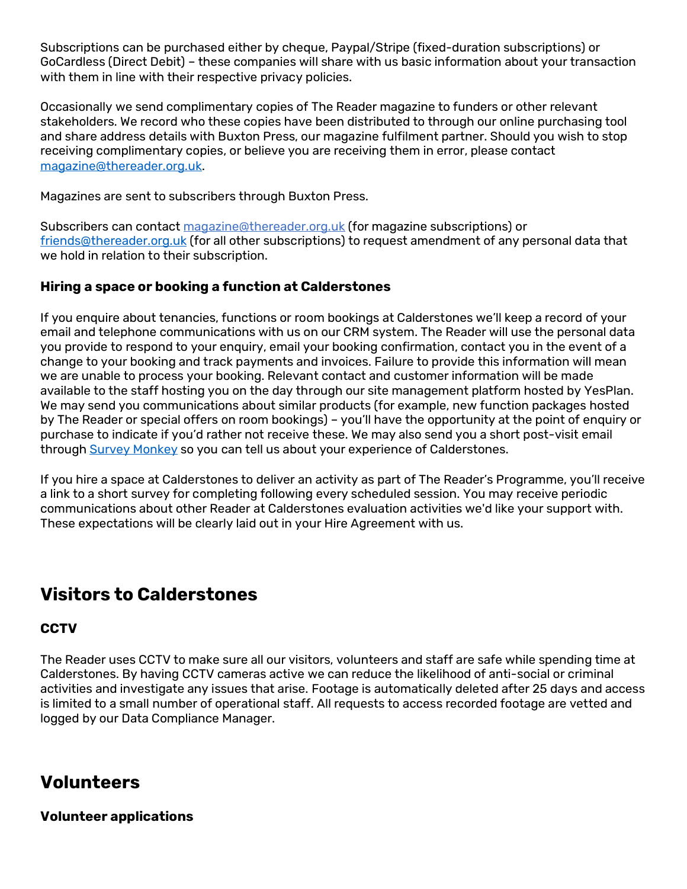Subscriptions can be purchased either by cheque, Paypal/Stripe (fixed-duration subscriptions) or GoCardless (Direct Debit) – these companies will share with us basic information about your transaction with them in line with their respective privacy policies.

Occasionally we send complimentary copies of The Reader magazine to funders or other relevant stakeholders. We record who these copies have been distributed to through our online purchasing tool and share address details with Buxton Press, our magazine fulfilment partner. Should you wish to stop receiving complimentary copies, or believe you are receiving them in error, please contact magazine@thereader.org.uk.

Magazines are sent to subscribers through Buxton Press.

Subscribers can contact magazine@thereader.org.uk (for magazine subscriptions) or friends@thereader.org.uk (for all other subscriptions) to request amendment of any personal data that we hold in relation to their subscription.

### Hiring a space or booking a function at Calderstones

If you enquire about tenancies, functions or room bookings at Calderstones we'll keep a record of your email and telephone communications with us on our CRM system. The Reader will use the personal data you provide to respond to your enquiry, email your booking confirmation, contact you in the event of a change to your booking and track payments and invoices. Failure to provide this information will mean we are unable to process your booking. Relevant contact and customer information will be made available to the staff hosting you on the day through our site management platform hosted by YesPlan. We may send you communications about similar products (for example, new function packages hosted by The Reader or special offers on room bookings) – you'll have the opportunity at the point of enquiry or purchase to indicate if you'd rather not receive these. We may also send you a short post-visit email through Survey Monkey so you can tell us about your experience of Calderstones.

If you hire a space at Calderstones to deliver an activity as part of The Reader's Programme, you'll receive a link to a short survey for completing following every scheduled session. You may receive periodic communications about other Reader at Calderstones evaluation activities we'd like your support with. These expectations will be clearly laid out in your Hire Agreement with us.

## Visitors to Calderstones

### CCTV

The Reader uses CCTV to make sure all our visitors, volunteers and staff are safe while spending time at Calderstones. By having CCTV cameras active we can reduce the likelihood of anti-social or criminal activities and investigate any issues that arise. Footage is automatically deleted after 25 days and access is limited to a small number of operational staff. All requests to access recorded footage are vetted and logged by our Data Compliance Manager.

## Volunteers

### Volunteer applications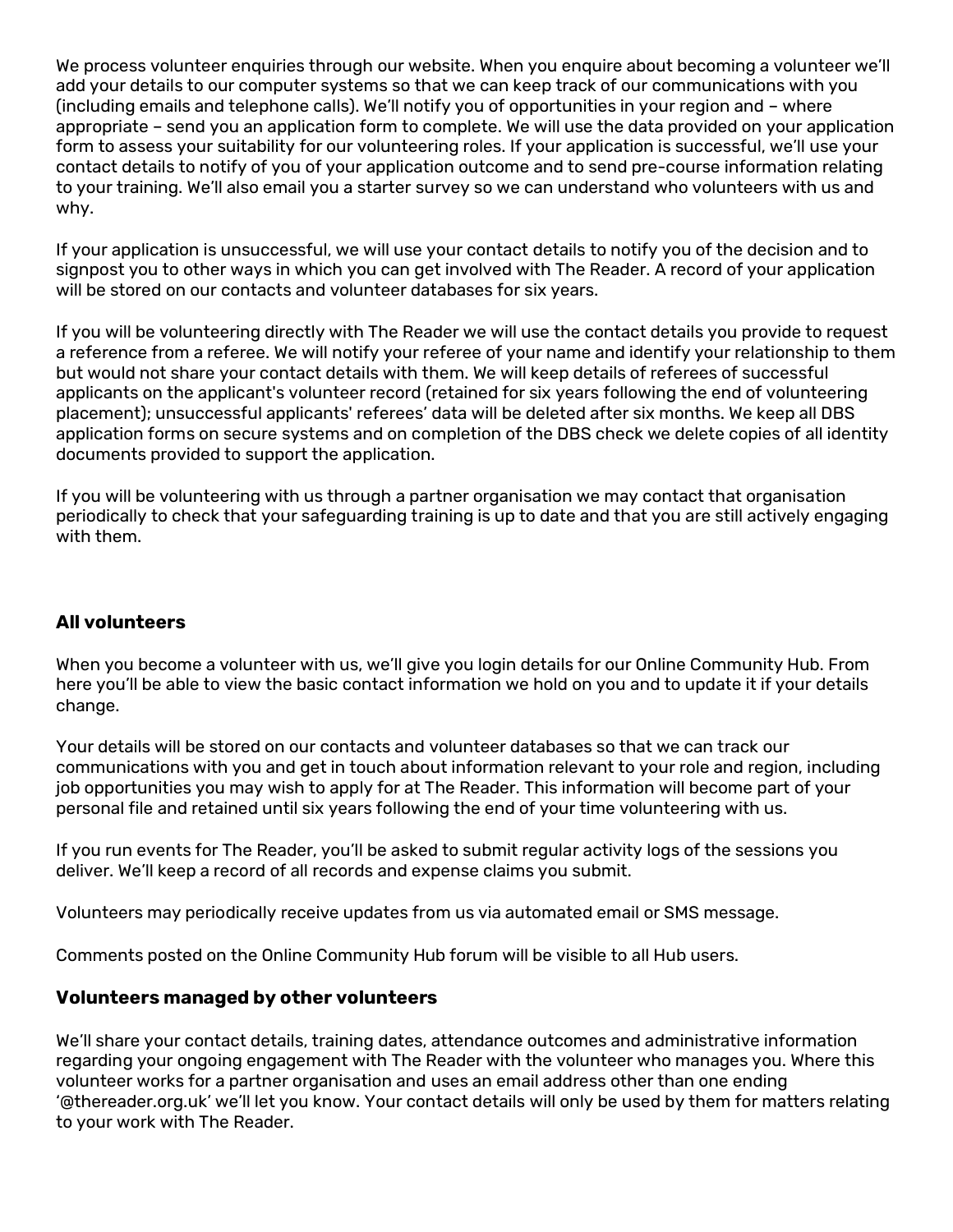We process volunteer enquiries through our website. When you enquire about becoming a volunteer we'll add your details to our computer systems so that we can keep track of our communications with you (including emails and telephone calls). We'll notify you of opportunities in your region and – where appropriate – send you an application form to complete. We will use the data provided on your application form to assess your suitability for our volunteering roles. If your application is successful, we'll use your contact details to notify of you of your application outcome and to send pre-course information relating to your training. We'll also email you a starter survey so we can understand who volunteers with us and why.

If your application is unsuccessful, we will use your contact details to notify you of the decision and to signpost you to other ways in which you can get involved with The Reader. A record of your application will be stored on our contacts and volunteer databases for six years.

If you will be volunteering directly with The Reader we will use the contact details you provide to request a reference from a referee. We will notify your referee of your name and identify your relationship to them but would not share your contact details with them. We will keep details of referees of successful applicants on the applicant's volunteer record (retained for six years following the end of volunteering placement); unsuccessful applicants' referees' data will be deleted after six months. We keep all DBS application forms on secure systems and on completion of the DBS check we delete copies of all identity documents provided to support the application.

If you will be volunteering with us through a partner organisation we may contact that organisation periodically to check that your safeguarding training is up to date and that you are still actively engaging with them.

### All volunteers

When you become a volunteer with us, we'll give you login details for our Online Community Hub. From here you'll be able to view the basic contact information we hold on you and to update it if your details change.

Your details will be stored on our contacts and volunteer databases so that we can track our communications with you and get in touch about information relevant to your role and region, including job opportunities you may wish to apply for at The Reader. This information will become part of your personal file and retained until six years following the end of your time volunteering with us.

If you run events for The Reader, you'll be asked to submit regular activity logs of the sessions you deliver. We'll keep a record of all records and expense claims you submit.

Volunteers may periodically receive updates from us via automated email or SMS message.

Comments posted on the Online Community Hub forum will be visible to all Hub users.

### Volunteers managed by other volunteers

We'll share your contact details, training dates, attendance outcomes and administrative information regarding your ongoing engagement with The Reader with the volunteer who manages you. Where this volunteer works for a partner organisation and uses an email address other than one ending '@thereader.org.uk' we'll let you know. Your contact details will only be used by them for matters relating to your work with The Reader.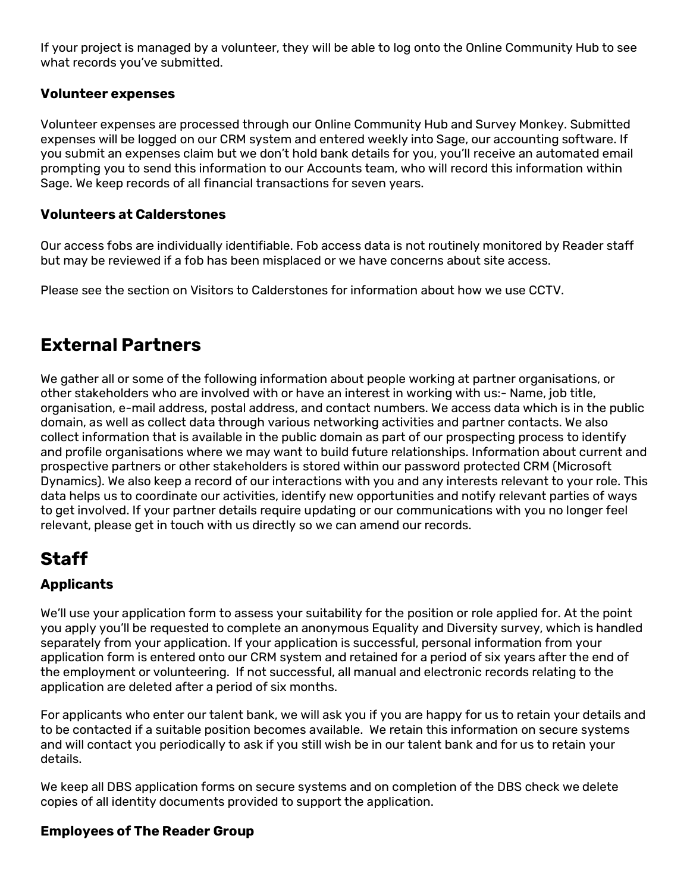If your project is managed by a volunteer, they will be able to log onto the Online Community Hub to see what records you've submitted.

### Volunteer expenses

Volunteer expenses are processed through our Online Community Hub and Survey Monkey. Submitted expenses will be logged on our CRM system and entered weekly into Sage, our accounting software. If you submit an expenses claim but we don't hold bank details for you, you'll receive an automated email prompting you to send this information to our Accounts team, who will record this information within Sage. We keep records of all financial transactions for seven years.

### Volunteers at Calderstones

Our access fobs are individually identifiable. Fob access data is not routinely monitored by Reader staff but may be reviewed if a fob has been misplaced or we have concerns about site access.

Please see the section on Visitors to Calderstones for information about how we use CCTV.

## External Partners

We gather all or some of the following information about people working at partner organisations, or other stakeholders who are involved with or have an interest in working with us:- Name, job title, organisation, e-mail address, postal address, and contact numbers. We access data which is in the public domain, as well as collect data through various networking activities and partner contacts. We also collect information that is available in the public domain as part of our prospecting process to identify and profile organisations where we may want to build future relationships. Information about current and prospective partners or other stakeholders is stored within our password protected CRM (Microsoft Dynamics). We also keep a record of our interactions with you and any interests relevant to your role. This data helps us to coordinate our activities, identify new opportunities and notify relevant parties of ways to get involved. If your partner details require updating or our communications with you no longer feel relevant, please get in touch with us directly so we can amend our records.

## Staff

### Applicants

We'll use your application form to assess your suitability for the position or role applied for. At the point you apply you'll be requested to complete an anonymous Equality and Diversity survey, which is handled separately from your application. If your application is successful, personal information from your application form is entered onto our CRM system and retained for a period of six years after the end of the employment or volunteering. If not successful, all manual and electronic records relating to the application are deleted after a period of six months.

For applicants who enter our talent bank, we will ask you if you are happy for us to retain your details and to be contacted if a suitable position becomes available. We retain this information on secure systems and will contact you periodically to ask if you still wish be in our talent bank and for us to retain your details.

We keep all DBS application forms on secure systems and on completion of the DBS check we delete copies of all identity documents provided to support the application.

### Employees of The Reader Group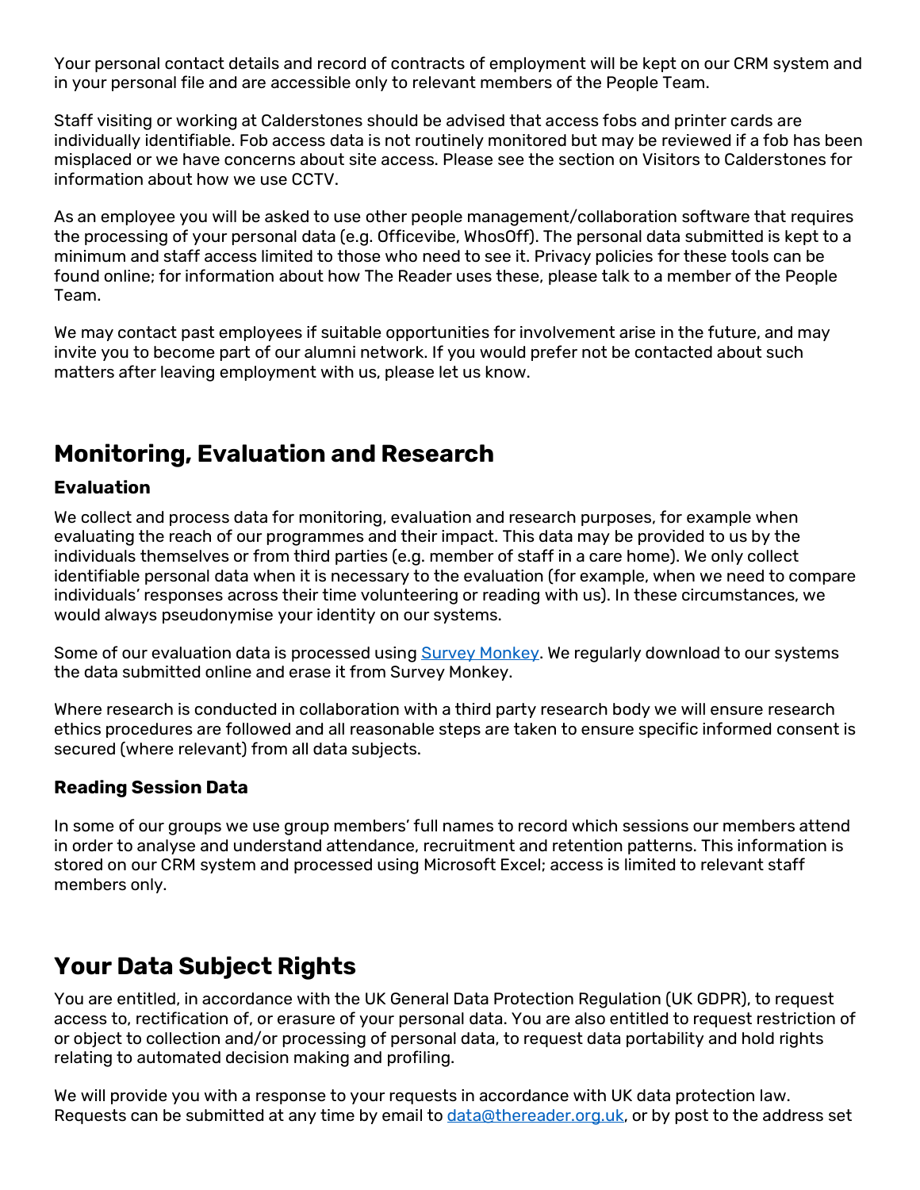Your personal contact details and record of contracts of employment will be kept on our CRM system and in your personal file and are accessible only to relevant members of the People Team.

Staff visiting or working at Calderstones should be advised that access fobs and printer cards are individually identifiable. Fob access data is not routinely monitored but may be reviewed if a fob has been misplaced or we have concerns about site access. Please see the section on Visitors to Calderstones for information about how we use CCTV.

As an employee you will be asked to use other people management/collaboration software that requires the processing of your personal data (e.g. Officevibe, WhosOff). The personal data submitted is kept to a minimum and staff access limited to those who need to see it. Privacy policies for these tools can be found online; for information about how The Reader uses these, please talk to a member of the People Team.

We may contact past employees if suitable opportunities for involvement arise in the future, and may invite you to become part of our alumni network. If you would prefer not be contacted about such matters after leaving employment with us, please let us know.

## Monitoring, Evaluation and Research

### Evaluation

We collect and process data for monitoring, evaluation and research purposes, for example when evaluating the reach of our programmes and their impact. This data may be provided to us by the individuals themselves or from third parties (e.g. member of staff in a care home). We only collect identifiable personal data when it is necessary to the evaluation (for example, when we need to compare individuals' responses across their time volunteering or reading with us). In these circumstances, we would always pseudonymise your identity on our systems.

Some of our evaluation data is processed using [Survey Monkey](). We regularly download to our systems the data submitted online and erase it from Survey Monkey.

Where research is conducted in collaboration with a third party research body we will ensure research ethics procedures are followed and all reasonable steps are taken to ensure specific informed consent is secured (where relevant) from all data subjects.

### Reading Session Data

In some of our groups we use group members' full names to record which sessions our members attend in order to analyse and understand attendance, recruitment and retention patterns. This information is stored on our CRM system and processed using Microsoft Excel; access is limited to relevant staff members only.

## Your Data Subject Rights

You are entitled, in accordance with the UK General Data Protection Regulation (UK GDPR), to request access to, rectification of, or erasure of your personal data. You are also entitled to request restriction of or object to collection and/or processing of personal data, to request data portability and hold rights relating to automated decision making and profiling.

We will provide you with a response to your requests in accordance with UK data protection law. Requests can be submitted at any time by email to data@thereader.org.uk, or by post to the address set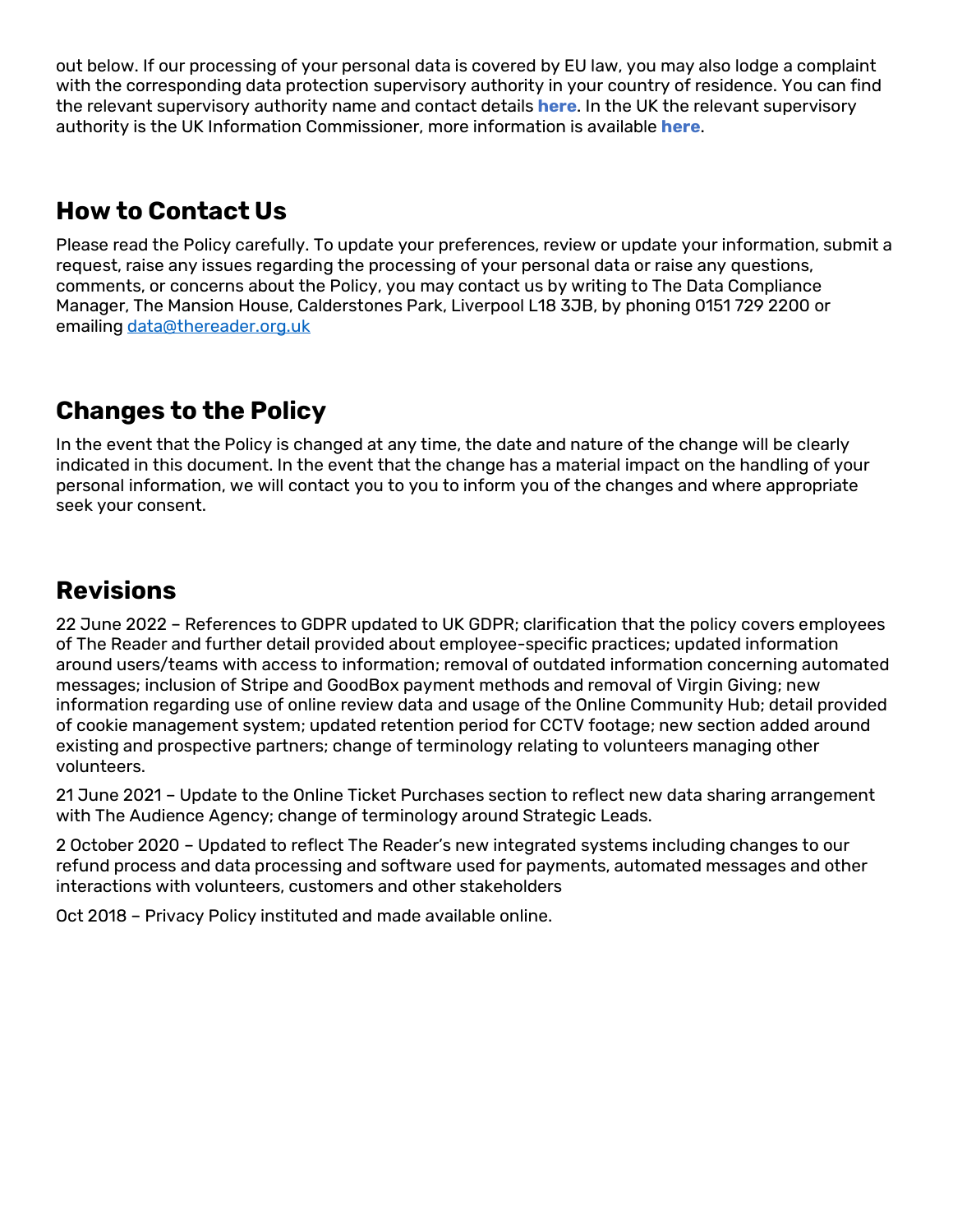out below. If our processing of your personal data is covered by EU law, you may also lodge a complaint with the corresponding data protection supervisory authority in your country of residence. You can find the relevant supervisory authority name and contact details **here**. In the UK the relevant supervisory authority is the UK Information Commissioner, more information is available **here**.

## How to Contact Us

Please read the Policy carefully. To update your preferences, review or update your information, submit a request, raise any issues regarding the processing of your personal data or raise any questions, comments, or concerns about the Policy, you may contact us by writing to The Data Compliance Manager, The Mansion House, Calderstones Park, Liverpool L18 3JB, by phoning 0151 729 2200 or emailing data@thereader.org.uk

## Changes to the Policy

In the event that the Policy is changed at any time, the date and nature of the change will be clearly indicated in this document. In the event that the change has a material impact on the handling of your personal information, we will contact you to you to inform you of the changes and where appropriate seek your consent.

## Revisions

22 June 2022 – References to GDPR updated to UK GDPR; clarification that the policy covers employees of The Reader and further detail provided about employee-specific practices; updated information around users/teams with access to information; removal of outdated information concerning automated messages; inclusion of Stripe and GoodBox payment methods and removal of Virgin Giving; new information regarding use of online review data and usage of the Online Community Hub; detail provided of cookie management system; updated retention period for CCTV footage; new section added around existing and prospective partners; change of terminology relating to volunteers managing other volunteers.

21 June 2021 – Update to the Online Ticket Purchases section to reflect new data sharing arrangement with The Audience Agency; change of terminology around Strategic Leads.

2 October 2020 – Updated to reflect The Reader's new integrated systems including changes to our refund process and data processing and software used for payments, automated messages and other interactions with volunteers, customers and other stakeholders

Oct 2018 – Privacy Policy instituted and made available online.